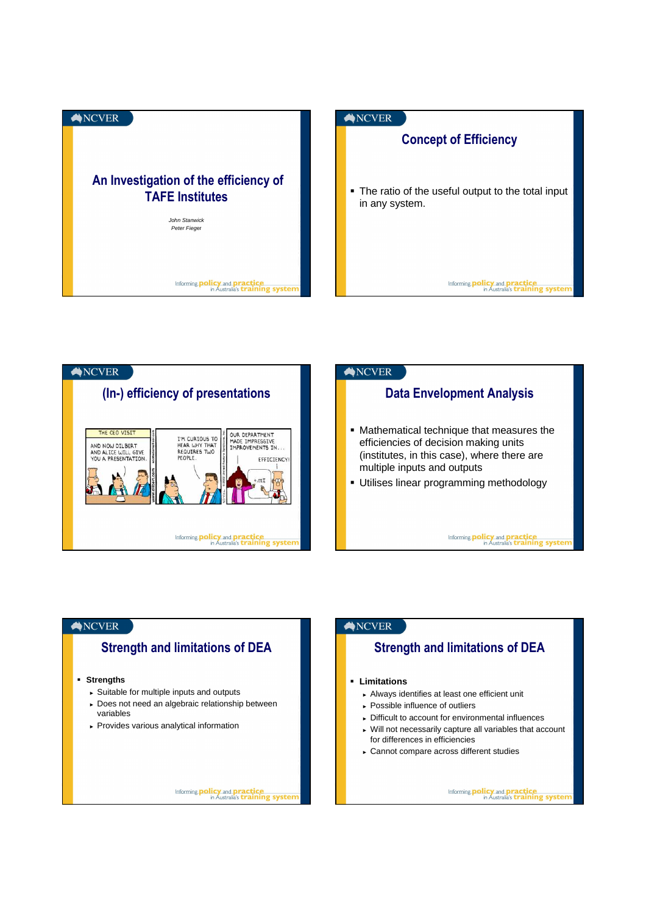# An Investigation of the efficiency of TAFE Institutes

*John Stanwick*
*Peter Fieger*

## Concept of Efficiency

- The ratio of the useful output to the total input in any system.

## (In-) efficiency of presentations

## Data Envelopment Analysis

- Mathematical technique that measures the efficiencies of decision making units (institutes, in this case), where there are multiple inputs and outputs
- Utilises linear programming methodology

## Strength and limitations of DEA

- **Strengths**
  - Suitable for multiple inputs and outputs
  - Does not need an algebraic relationship between variables
  - Provides various analytical information

## Strength and limitations of DEA

- **Limitations**
  - Always identifies at least one efficient unit
  - Possible influence of outliers
  - Difficult to account for environmental influences
  - Will not necessarily capture all variables that account for differences in efficiencies
  - Cannot compare across different studies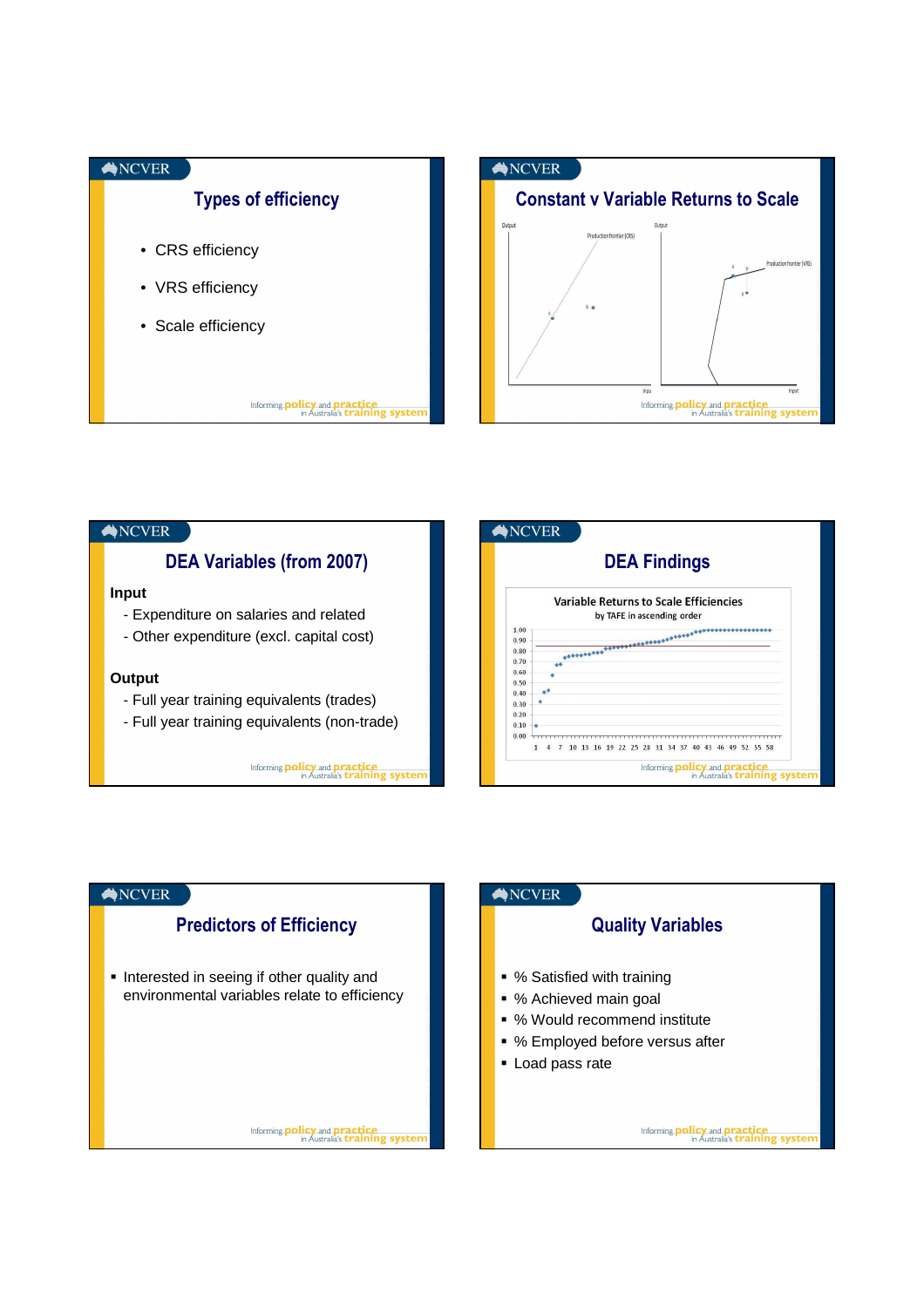## Types of efficiency

- CRS efficiency
- VRS efficiency
- Scale efficiency

## Constant v Variable Returns to Scale

Output — Production frontier (CRS) — Input

Output — Production frontier (VRS) — Input

## DEA Variables (from 2007)

**Input**

- Expenditure on salaries and related
- Other expenditure (excl. capital cost)

**Output**

- Full year training equivalents (trades)
- Full year training equivalents (non-trade)

## DEA Findings

Variable Returns to Scale Efficiencies
by TAFE in ascending order

## Predictors of Efficiency

- Interested in seeing if other quality and environmental variables relate to efficiency

## Quality Variables

- % Satisfied with training
- % Achieved main goal
- % Would recommend institute
- % Employed before versus after
- Load pass rate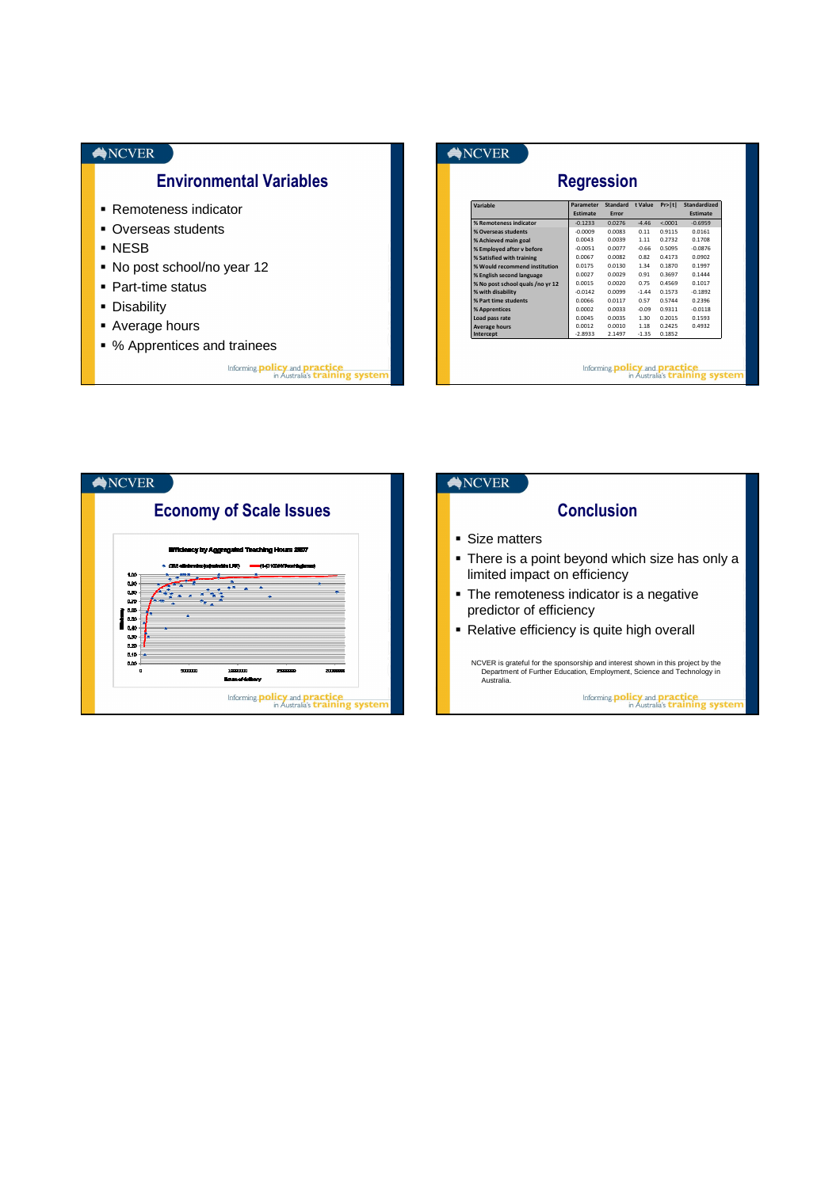## Environmental Variables

- Remoteness indicator
- Overseas students
- NESB
- No post school/no year 12
- Part-time status
- Disability
- Average hours
- % Apprentices and trainees

## Regression

| Variable | Parameter Estimate | Standard Error | t Value | Pr>\|t\| | Standardized Estimate |
|---|---|---|---|---|---|
| % Remoteness indicator | -0.1233 | 0.0276 | -4.46 | <.0001 | -0.6959 |
| % Overseas students | -0.0009 | 0.0083 | 0.11 | 0.9115 | 0.0161 |
| % Achieved main goal | 0.0043 | 0.0039 | 1.11 | 0.2732 | 0.1708 |
| % Employed after v before | -0.0051 | 0.0077 | -0.66 | 0.5095 | -0.0876 |
| % Satisfied with training | 0.0067 | 0.0082 | 0.82 | 0.4173 | 0.0902 |
| % Would recommend institution | 0.0175 | 0.0130 | 1.34 | 0.1870 | 0.1997 |
| % English second language | 0.0027 | 0.0029 | 0.91 | 0.3697 | 0.1444 |
| % No post school quals /no yr 12 | 0.0015 | 0.0020 | 0.75 | 0.4569 | 0.1017 |
| % with disability | -0.0142 | 0.0099 | -1.44 | 0.1573 | -0.1892 |
| % Part time students | 0.0066 | 0.0117 | 0.57 | 0.5744 | 0.2396 |
| % Apprentices | 0.0002 | 0.0033 | -0.09 | 0.9311 | -0.0118 |
| Load pass rate | 0.0045 | 0.0035 | 1.30 | 0.2015 | 0.1593 |
| Average hours | 0.0012 | 0.0010 | 1.18 | 0.2425 | 0.4932 |
| Intercept | -2.8933 | 2.1497 | -1.35 | 0.1852 | |

## Economy of Scale Issues

Efficiency by Aggregated Teaching Hours 2007

## Conclusion

- Size matters
- There is a point beyond which size has only a limited impact on efficiency
- The remoteness indicator is a negative predictor of efficiency
- Relative efficiency is quite high overall

NCVER is grateful for the sponsorship and interest shown in this project by the Department of Further Education, Employment, Science and Technology in Australia.